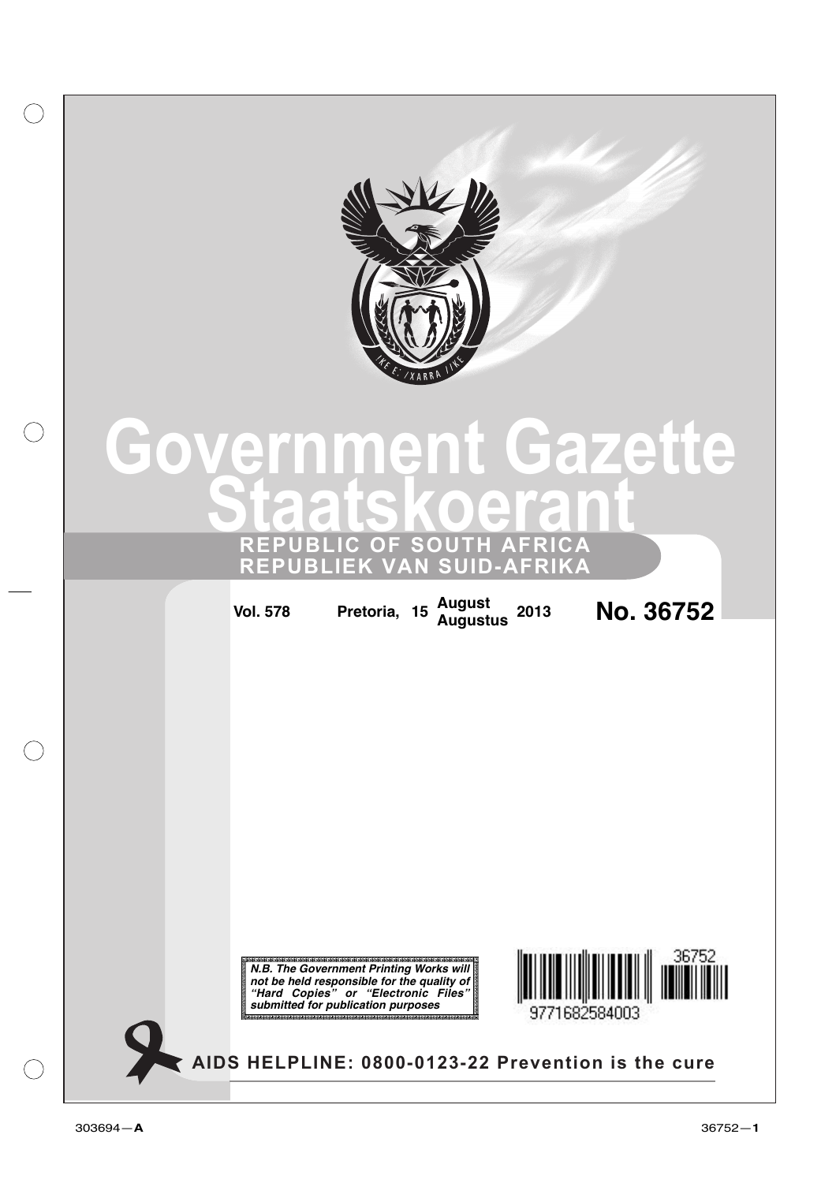# Government Gazette
# Staatskoerant

**REPUBLIC OF SOUTH AFRICA**
**REPUBLIEK VAN SUID-AFRIKA**

**Vol. 578** **Pretoria, 15 August Augustus 2013** **No. 36752**

*N.B. The Government Printing Works will not be held responsible for the quality of "Hard Copies" or "Electronic Files" submitted for publication purposes*

36752

9771682584003

**AIDS HELPLINE: 0800-0123-22 Prevention is the cure**

303694—**A**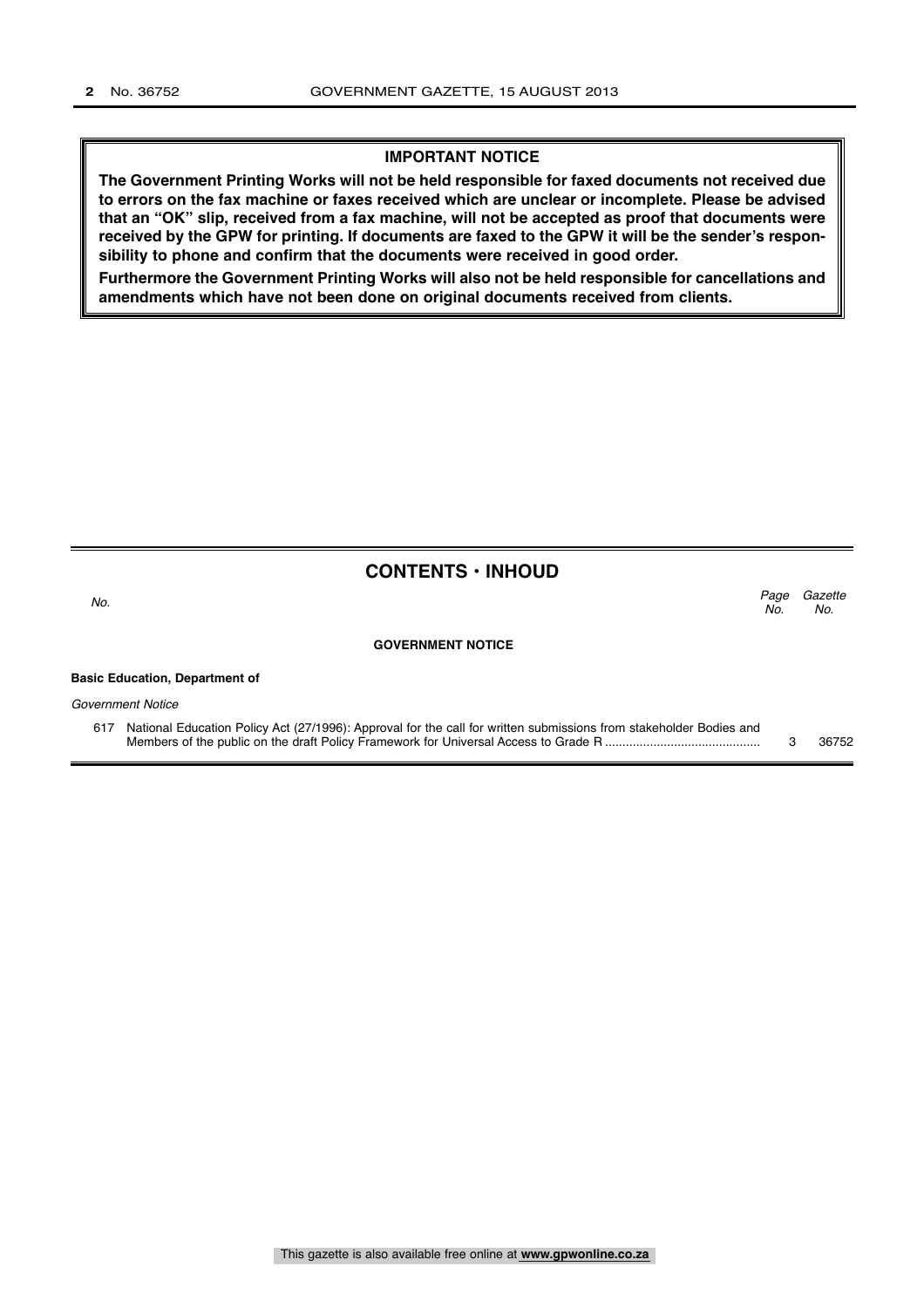**IMPORTANT NOTICE**

**The Government Printing Works will not be held responsible for faxed documents not received due to errors on the fax machine or faxes received which are unclear or incomplete. Please be advised that an "OK" slip, received from a fax machine, will not be accepted as proof that documents were received by the GPW for printing. If documents are faxed to the GPW it will be the sender's responsibility to phone and confirm that the documents were received in good order.**

**Furthermore the Government Printing Works will also not be held responsible for cancellations and amendments which have not been done on original documents received from clients.**

## CONTENTS · INHOUD

| *No.* | | *Page No.* | *Gazette No.* |
|---|---|---|---|
| | **GOVERNMENT NOTICE** | | |
| | **Basic Education, Department of** | | |
| | *Government Notice* | | |
| 617 | National Education Policy Act (27/1996): Approval for the call for written submissions from stakeholder Bodies and Members of the public on the draft Policy Framework for Universal Access to Grade R ............................................ | 3 | 36752 |

This gazette is also available free online at **www.gpwonline.co.za**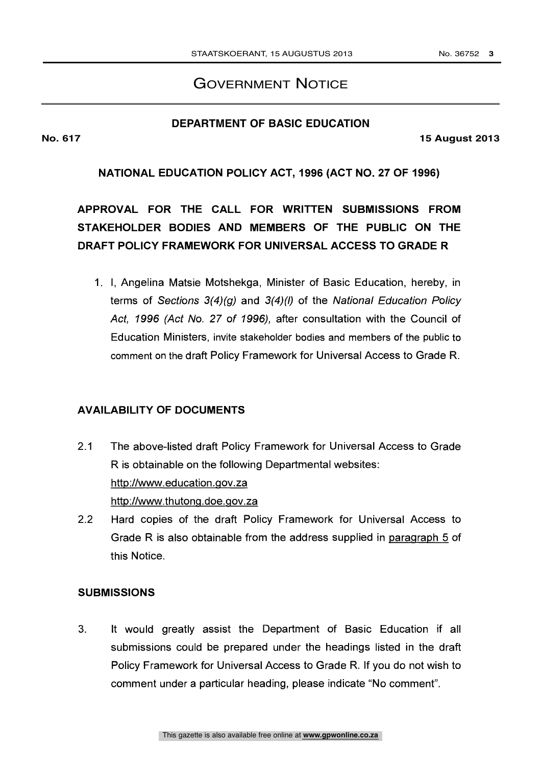# Government Notice

## DEPARTMENT OF BASIC EDUCATION

**No. 617** **15 August 2013**

### NATIONAL EDUCATION POLICY ACT, 1996 (ACT NO. 27 OF 1996)

### APPROVAL FOR THE CALL FOR WRITTEN SUBMISSIONS FROM STAKEHOLDER BODIES AND MEMBERS OF THE PUBLIC ON THE DRAFT POLICY FRAMEWORK FOR UNIVERSAL ACCESS TO GRADE R

1. I, Angelina Matsie Motshekga, Minister of Basic Education, hereby, in terms of *Sections 3(4)(g)* and *3(4)(l)* of the *National Education Policy Act, 1996 (Act No. 27 of 1996),* after consultation with the Council of Education Ministers, invite stakeholder bodies and members of the public to comment on the draft Policy Framework for Universal Access to Grade R.

#### AVAILABILITY OF DOCUMENTS

2.1 The above-listed draft Policy Framework for Universal Access to Grade R is obtainable on the following Departmental websites:
http://www.education.gov.za
http://www.thutong.doe.gov.za

2.2 Hard copies of the draft Policy Framework for Universal Access to Grade R is also obtainable from the address supplied in paragraph 5 of this Notice.

#### SUBMISSIONS

3. It would greatly assist the Department of Basic Education if all submissions could be prepared under the headings listed in the draft Policy Framework for Universal Access to Grade R. If you do not wish to comment under a particular heading, please indicate "No comment".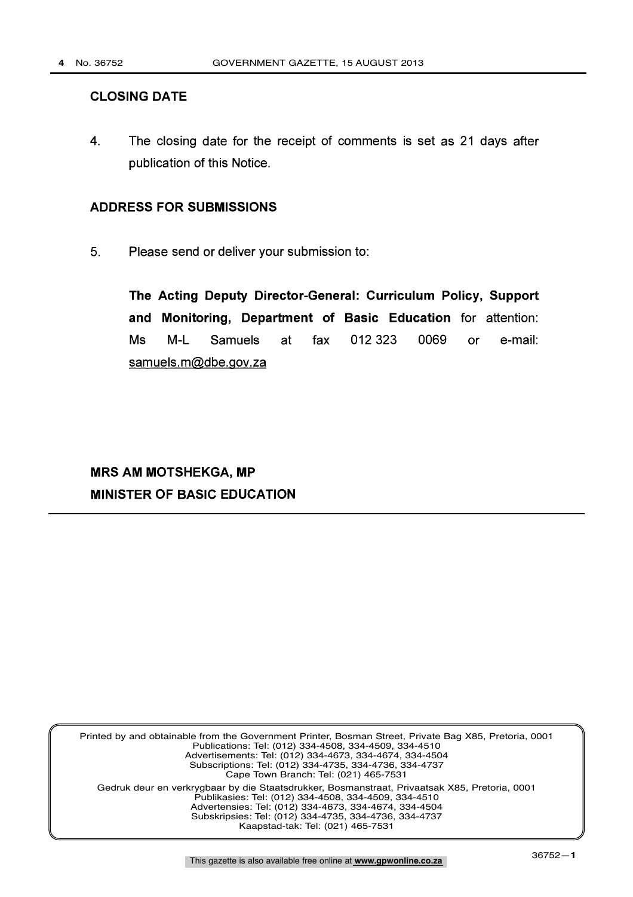## CLOSING DATE

4. The closing date for the receipt of comments is set as 21 days after publication of this Notice.

## ADDRESS FOR SUBMISSIONS

5. Please send or deliver your submission to:

   **The Acting Deputy Director-General: Curriculum Policy, Support and Monitoring, Department of Basic Education** for attention: Ms M-L Samuels at fax 012 323 0069 or e-mail: samuels.m@dbe.gov.za

**MRS AM MOTSHEKGA, MP**
**MINISTER OF BASIC EDUCATION**

Printed by and obtainable from the Government Printer, Bosman Street, Private Bag X85, Pretoria, 0001
Publications: Tel: (012) 334-4508, 334-4509, 334-4510
Advertisements: Tel: (012) 334-4673, 334-4674, 334-4504
Subscriptions: Tel: (012) 334-4735, 334-4736, 334-4737
Cape Town Branch: Tel: (021) 465-7531

Gedruk deur en verkrygbaar by die Staatsdrukker, Bosmanstraat, Privaatsak X85, Pretoria, 0001
Publikasies: Tel: (012) 334-4508, 334-4509, 334-4510
Advertensies: Tel: (012) 334-4673, 334-4674, 334-4504
Subskripsies: Tel: (012) 334-4735, 334-4736, 334-4737
Kaapstad-tak: Tel: (021) 465-7531